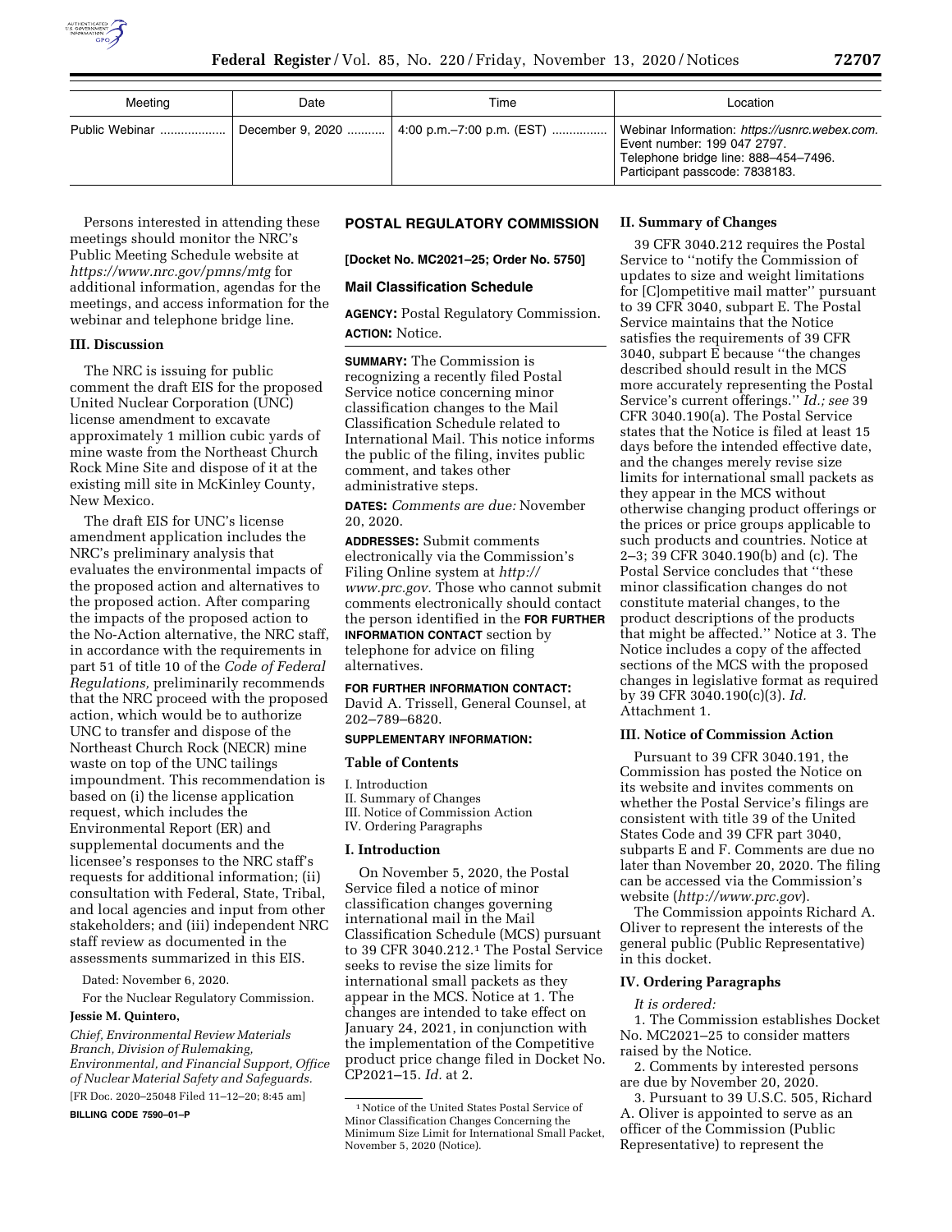| Meeting | Date | Time | Location |
| --- | --- | --- | --- |
| Public Webinar | December 9, 2020 | 4:00 p.m.–7:00 p.m. (EST) | Webinar Information: *https://usnrc.webex.com.* Event number: 199 047 2797. Telephone bridge line: 888–454–7496. Participant passcode: 7838183. |

Persons interested in attending these meetings should monitor the NRC's Public Meeting Schedule website at *https://www.nrc.gov/pmns/mtg* for additional information, agendas for the meetings, and access information for the webinar and telephone bridge line.

### III. Discussion

The NRC is issuing for public comment the draft EIS for the proposed United Nuclear Corporation (UNC) license amendment to excavate approximately 1 million cubic yards of mine waste from the Northeast Church Rock Mine Site and dispose of it at the existing mill site in McKinley County, New Mexico.

The draft EIS for UNC's license amendment application includes the NRC's preliminary analysis that evaluates the environmental impacts of the proposed action and alternatives to the proposed action. After comparing the impacts of the proposed action to the No-Action alternative, the NRC staff, in accordance with the requirements in part 51 of title 10 of the *Code of Federal Regulations,* preliminarily recommends that the NRC proceed with the proposed action, which would be to authorize UNC to transfer and dispose of the Northeast Church Rock (NECR) mine waste on top of the UNC tailings impoundment. This recommendation is based on (i) the license application request, which includes the Environmental Report (ER) and supplemental documents and the licensee's responses to the NRC staff's requests for additional information; (ii) consultation with Federal, State, Tribal, and local agencies and input from other stakeholders; and (iii) independent NRC staff review as documented in the assessments summarized in this EIS.

Dated: November 6, 2020.

For the Nuclear Regulatory Commission.

**Jessie M. Quintero,**

*Chief, Environmental Review Materials Branch, Division of Rulemaking, Environmental, and Financial Support, Office of Nuclear Material Safety and Safeguards.*

[FR Doc. 2020–25048 Filed 11–12–20; 8:45 am]

**BILLING CODE 7590–01–P**

## POSTAL REGULATORY COMMISSION

**[Docket No. MC2021–25; Order No. 5750]**

### Mail Classification Schedule

**AGENCY:** Postal Regulatory Commission.

**ACTION:** Notice.

**SUMMARY:** The Commission is recognizing a recently filed Postal Service notice concerning minor classification changes to the Mail Classification Schedule related to International Mail. This notice informs the public of the filing, invites public comment, and takes other administrative steps.

**DATES:** *Comments are due:* November 20, 2020.

**ADDRESSES:** Submit comments electronically via the Commission's Filing Online system at *http://www.prc.gov.* Those who cannot submit comments electronically should contact the person identified in the **FOR FURTHER INFORMATION CONTACT** section by telephone for advice on filing alternatives.

**FOR FURTHER INFORMATION CONTACT:** David A. Trissell, General Counsel, at 202–789–6820.

**SUPPLEMENTARY INFORMATION:**

**Table of Contents**

I. Introduction
II. Summary of Changes
III. Notice of Commission Action
IV. Ordering Paragraphs

### I. Introduction

On November 5, 2020, the Postal Service filed a notice of minor classification changes governing international mail in the Mail Classification Schedule (MCS) pursuant to 39 CFR 3040.212.[1] The Postal Service seeks to revise the size limits for international small packets as they appear in the MCS. Notice at 1. The changes are intended to take effect on January 24, 2021, in conjunction with the implementation of the Competitive product price change filed in Docket No. CP2021–15. *Id.* at 2.

[1] Notice of the United States Postal Service of Minor Classification Changes Concerning the Minimum Size Limit for International Small Packet, November 5, 2020 (Notice).

### II. Summary of Changes

39 CFR 3040.212 requires the Postal Service to "notify the Commission of updates to size and weight limitations for [C]ompetitive mail matter" pursuant to 39 CFR 3040, subpart E. The Postal Service maintains that the Notice satisfies the requirements of 39 CFR 3040, subpart E because "the changes described should result in the MCS more accurately representing the Postal Service's current offerings." *Id.; see* 39 CFR 3040.190(a). The Postal Service states that the Notice is filed at least 15 days before the intended effective date, and the changes merely revise size limits for international small packets as they appear in the MCS without otherwise changing product offerings or the prices or price groups applicable to such products and countries. Notice at 2–3; 39 CFR 3040.190(b) and (c). The Postal Service concludes that "these minor classification changes do not constitute material changes, to the product descriptions of the products that might be affected." Notice at 3. The Notice includes a copy of the affected sections of the MCS with the proposed changes in legislative format as required by 39 CFR 3040.190(c)(3). *Id.* Attachment 1.

### III. Notice of Commission Action

Pursuant to 39 CFR 3040.191, the Commission has posted the Notice on its website and invites comments on whether the Postal Service's filings are consistent with title 39 of the United States Code and 39 CFR part 3040, subparts E and F. Comments are due no later than November 20, 2020. The filing can be accessed via the Commission's website (*http://www.prc.gov*).

The Commission appoints Richard A. Oliver to represent the interests of the general public (Public Representative) in this docket.

### IV. Ordering Paragraphs

*It is ordered:*

1. The Commission establishes Docket No. MC2021–25 to consider matters raised by the Notice.

2. Comments by interested persons are due by November 20, 2020.

3. Pursuant to 39 U.S.C. 505, Richard A. Oliver is appointed to serve as an officer of the Commission (Public Representative) to represent the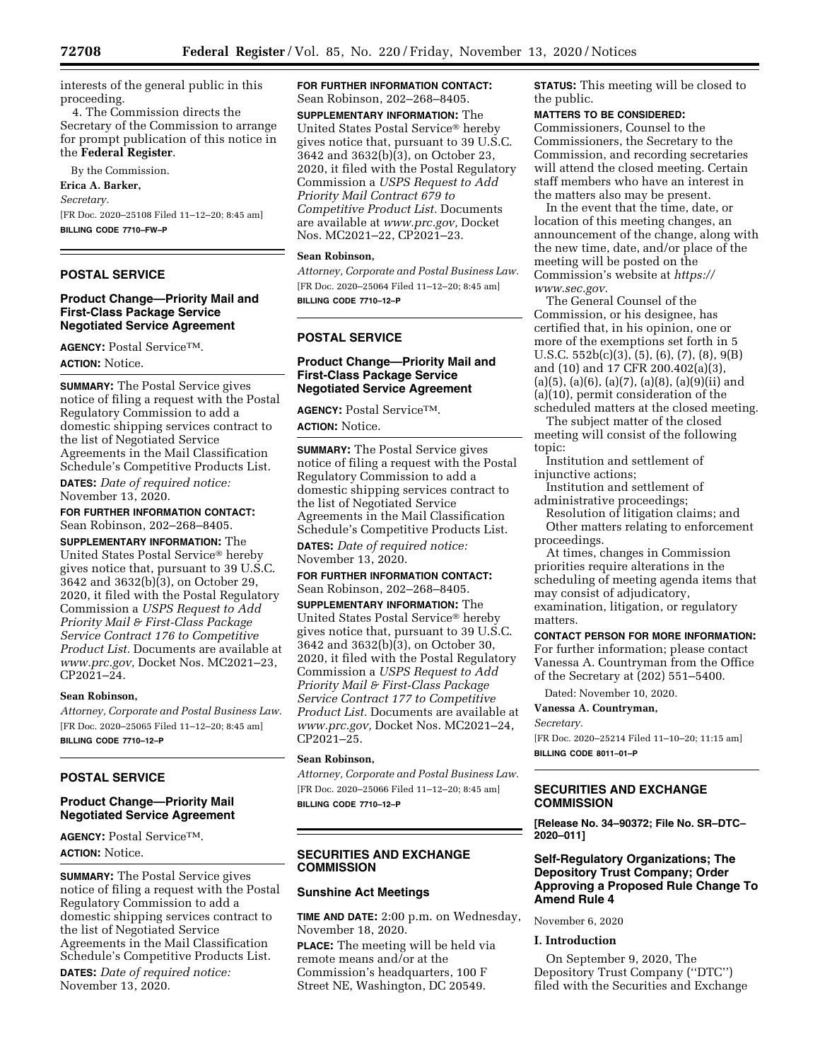interests of the general public in this proceeding.

4. The Commission directs the Secretary of the Commission to arrange for prompt publication of this notice in the **Federal Register**.

By the Commission.

**Erica A. Barker,**

*Secretary.*

[FR Doc. 2020–25108 Filed 11–12–20; 8:45 am]

**BILLING CODE 7710–FW–P**

## POSTAL SERVICE

### Product Change—Priority Mail and First-Class Package Service Negotiated Service Agreement

**AGENCY:** Postal Service™.

**ACTION:** Notice.

**SUMMARY:** The Postal Service gives notice of filing a request with the Postal Regulatory Commission to add a domestic shipping services contract to the list of Negotiated Service Agreements in the Mail Classification Schedule's Competitive Products List.

**DATES:** *Date of required notice:* November 13, 2020.

**FOR FURTHER INFORMATION CONTACT:** Sean Robinson, 202–268–8405.

**SUPPLEMENTARY INFORMATION:** The United States Postal Service® hereby gives notice that, pursuant to 39 U.S.C. 3642 and 3632(b)(3), on October 29, 2020, it filed with the Postal Regulatory Commission a *USPS Request to Add Priority Mail & First-Class Package Service Contract 176 to Competitive Product List.* Documents are available at *www.prc.gov,* Docket Nos. MC2021–23, CP2021–24.

**Sean Robinson,**

*Attorney, Corporate and Postal Business Law.*

[FR Doc. 2020–25065 Filed 11–12–20; 8:45 am]

**BILLING CODE 7710–12–P**

## POSTAL SERVICE

### Product Change—Priority Mail Negotiated Service Agreement

**AGENCY:** Postal Service™.

**ACTION:** Notice.

**SUMMARY:** The Postal Service gives notice of filing a request with the Postal Regulatory Commission to add a domestic shipping services contract to the list of Negotiated Service Agreements in the Mail Classification Schedule's Competitive Products List.

**DATES:** *Date of required notice:* November 13, 2020.

**FOR FURTHER INFORMATION CONTACT:** Sean Robinson, 202–268–8405.

**SUPPLEMENTARY INFORMATION:** The United States Postal Service® hereby gives notice that, pursuant to 39 U.S.C. 3642 and 3632(b)(3), on October 23, 2020, it filed with the Postal Regulatory Commission a *USPS Request to Add Priority Mail Contract 679 to Competitive Product List.* Documents are available at *www.prc.gov,* Docket Nos. MC2021–22, CP2021–23.

**Sean Robinson,**

*Attorney, Corporate and Postal Business Law.*

[FR Doc. 2020–25064 Filed 11–12–20; 8:45 am]

**BILLING CODE 7710–12–P**

## POSTAL SERVICE

### Product Change—Priority Mail and First-Class Package Service Negotiated Service Agreement

**AGENCY:** Postal Service™.

**ACTION:** Notice.

**SUMMARY:** The Postal Service gives notice of filing a request with the Postal Regulatory Commission to add a domestic shipping services contract to the list of Negotiated Service Agreements in the Mail Classification Schedule's Competitive Products List.

**DATES:** *Date of required notice:* November 13, 2020.

**FOR FURTHER INFORMATION CONTACT:** Sean Robinson, 202–268–8405.

**SUPPLEMENTARY INFORMATION:** The United States Postal Service® hereby gives notice that, pursuant to 39 U.S.C. 3642 and 3632(b)(3), on October 30, 2020, it filed with the Postal Regulatory Commission a *USPS Request to Add Priority Mail & First-Class Package Service Contract 177 to Competitive Product List.* Documents are available at *www.prc.gov,* Docket Nos. MC2021–24, CP2021–25.

**Sean Robinson,**

*Attorney, Corporate and Postal Business Law.*

[FR Doc. 2020–25066 Filed 11–12–20; 8:45 am]

**BILLING CODE 7710–12–P**

## SECURITIES AND EXCHANGE COMMISSION

### Sunshine Act Meetings

**TIME AND DATE:** 2:00 p.m. on Wednesday, November 18, 2020.

**PLACE:** The meeting will be held via remote means and/or at the Commission's headquarters, 100 F Street NE, Washington, DC 20549.

**STATUS:** This meeting will be closed to the public.

**MATTERS TO BE CONSIDERED:** Commissioners, Counsel to the Commissioners, the Secretary to the Commission, and recording secretaries will attend the closed meeting. Certain staff members who have an interest in the matters also may be present.

In the event that the time, date, or location of this meeting changes, an announcement of the change, along with the new time, date, and/or place of the meeting will be posted on the Commission's website at *https://www.sec.gov.*

The General Counsel of the Commission, or his designee, has certified that, in his opinion, one or more of the exemptions set forth in 5 U.S.C. 552b(c)(3), (5), (6), (7), (8), 9(B) and (10) and 17 CFR 200.402(a)(3), (a)(5), (a)(6), (a)(7), (a)(8), (a)(9)(ii) and (a)(10), permit consideration of the scheduled matters at the closed meeting.

The subject matter of the closed meeting will consist of the following topic:

Institution and settlement of injunctive actions;

Institution and settlement of administrative proceedings;

Resolution of litigation claims; and

Other matters relating to enforcement proceedings.

At times, changes in Commission priorities require alterations in the scheduling of meeting agenda items that may consist of adjudicatory, examination, litigation, or regulatory matters.

**CONTACT PERSON FOR MORE INFORMATION:** For further information; please contact Vanessa A. Countryman from the Office of the Secretary at (202) 551–5400.

Dated: November 10, 2020.

**Vanessa A. Countryman,**

*Secretary.*

[FR Doc. 2020–25214 Filed 11–10–20; 11:15 am]

**BILLING CODE 8011–01–P**

## SECURITIES AND EXCHANGE COMMISSION

**[Release No. 34–90372; File No. SR–DTC–2020–011]**

### Self-Regulatory Organizations; The Depository Trust Company; Order Approving a Proposed Rule Change To Amend Rule 4

November 6, 2020

#### I. Introduction

On September 9, 2020, The Depository Trust Company (''DTC'') filed with the Securities and Exchange